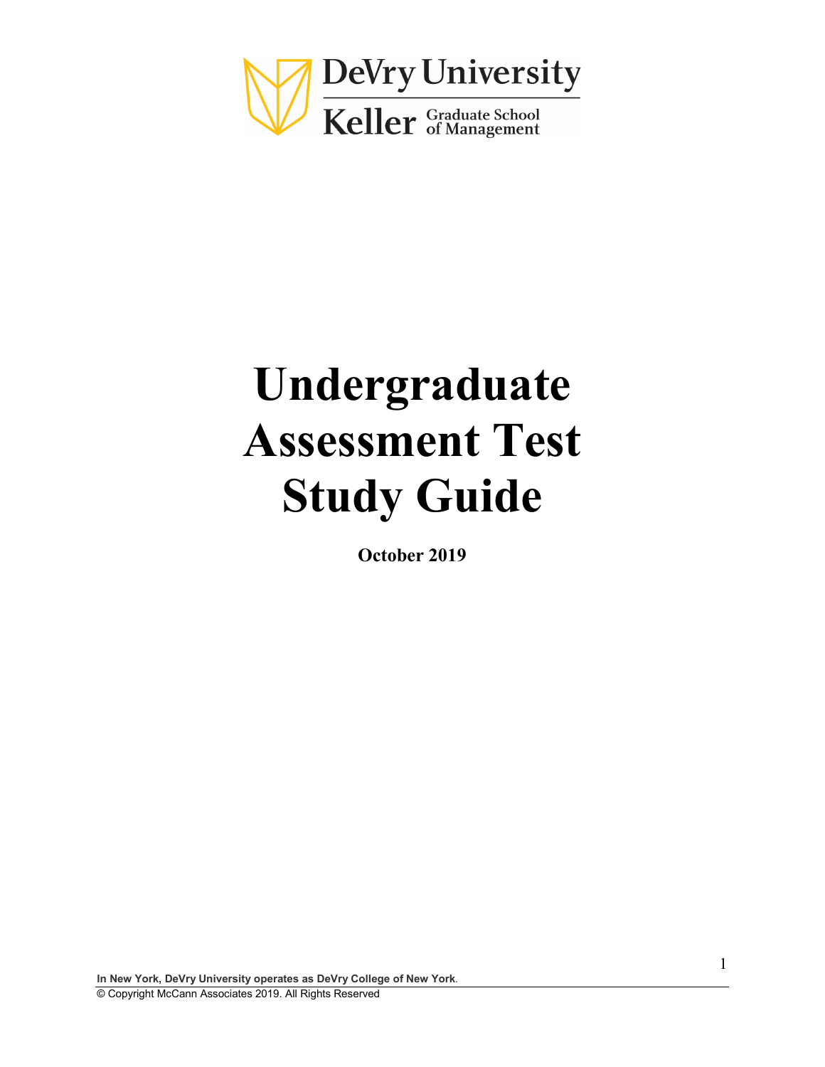DeVry University

Keller Graduate School of Management

# Undergraduate Assessment Test Study Guide

**October 2019**

**In New York, DeVry University operates as DeVry College of New York.**

© Copyright McCann Associates 2019. All Rights Reserved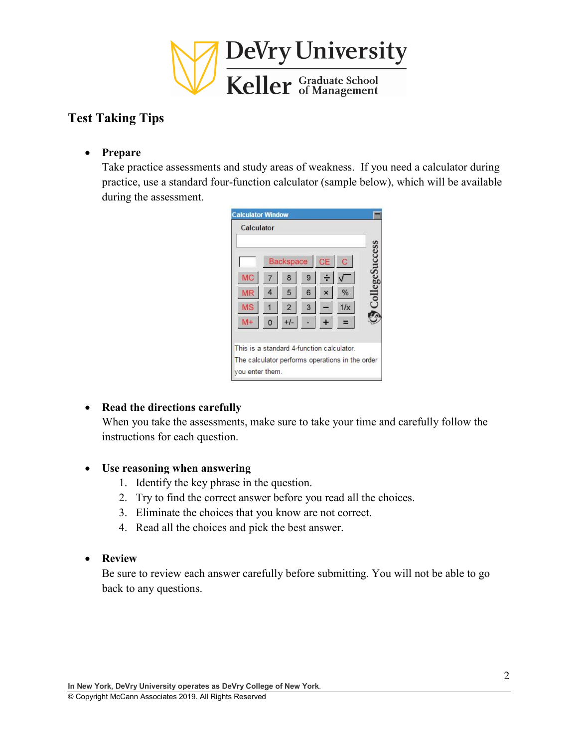## Test Taking Tips

- **Prepare**
  Take practice assessments and study areas of weakness. If you need a calculator during practice, use a standard four-function calculator (sample below), which will be available during the assessment.

  This is a standard 4-function calculator. The calculator performs operations in the order you enter them.

- **Read the directions carefully**
  When you take the assessments, make sure to take your time and carefully follow the instructions for each question.

- **Use reasoning when answering**
  1. Identify the key phrase in the question.
  2. Try to find the correct answer before you read all the choices.
  3. Eliminate the choices that you know are not correct.
  4. Read all the choices and pick the best answer.

- **Review**
  Be sure to review each answer carefully before submitting. You will not be able to go back to any questions.

In New York, DeVry University operates as DeVry College of New York.
© Copyright McCann Associates 2019. All Rights Reserved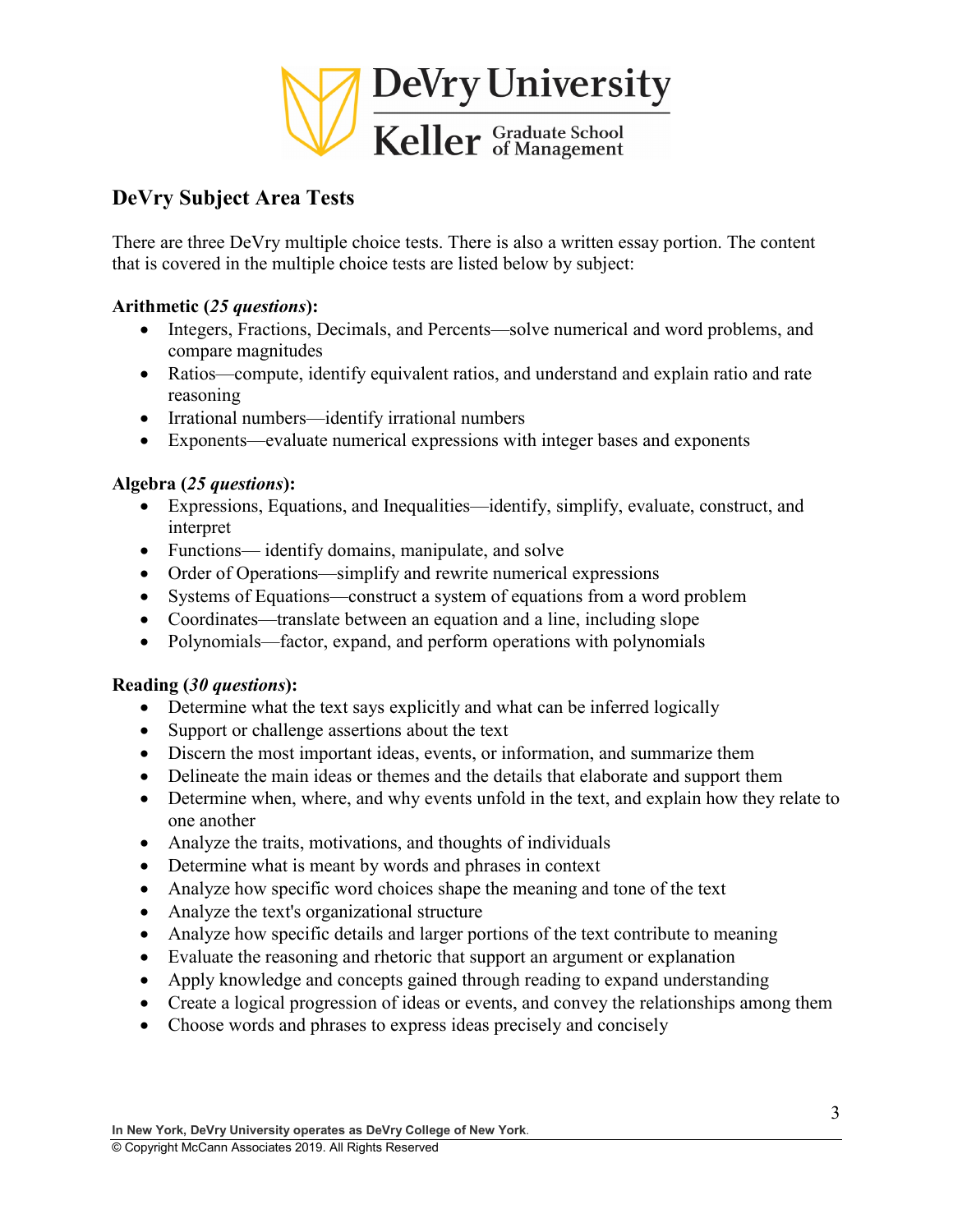## DeVry Subject Area Tests

There are three DeVry multiple choice tests. There is also a written essay portion. The content that is covered in the multiple choice tests are listed below by subject:

**Arithmetic (*25 questions*):**

- Integers, Fractions, Decimals, and Percents—solve numerical and word problems, and compare magnitudes
- Ratios—compute, identify equivalent ratios, and understand and explain ratio and rate reasoning
- Irrational numbers—identify irrational numbers
- Exponents—evaluate numerical expressions with integer bases and exponents

**Algebra (*25 questions*):**

- Expressions, Equations, and Inequalities—identify, simplify, evaluate, construct, and interpret
- Functions— identify domains, manipulate, and solve
- Order of Operations—simplify and rewrite numerical expressions
- Systems of Equations—construct a system of equations from a word problem
- Coordinates—translate between an equation and a line, including slope
- Polynomials—factor, expand, and perform operations with polynomials

**Reading (*30 questions*):**

- Determine what the text says explicitly and what can be inferred logically
- Support or challenge assertions about the text
- Discern the most important ideas, events, or information, and summarize them
- Delineate the main ideas or themes and the details that elaborate and support them
- Determine when, where, and why events unfold in the text, and explain how they relate to one another
- Analyze the traits, motivations, and thoughts of individuals
- Determine what is meant by words and phrases in context
- Analyze how specific word choices shape the meaning and tone of the text
- Analyze the text's organizational structure
- Analyze how specific details and larger portions of the text contribute to meaning
- Evaluate the reasoning and rhetoric that support an argument or explanation
- Apply knowledge and concepts gained through reading to expand understanding
- Create a logical progression of ideas or events, and convey the relationships among them
- Choose words and phrases to express ideas precisely and concisely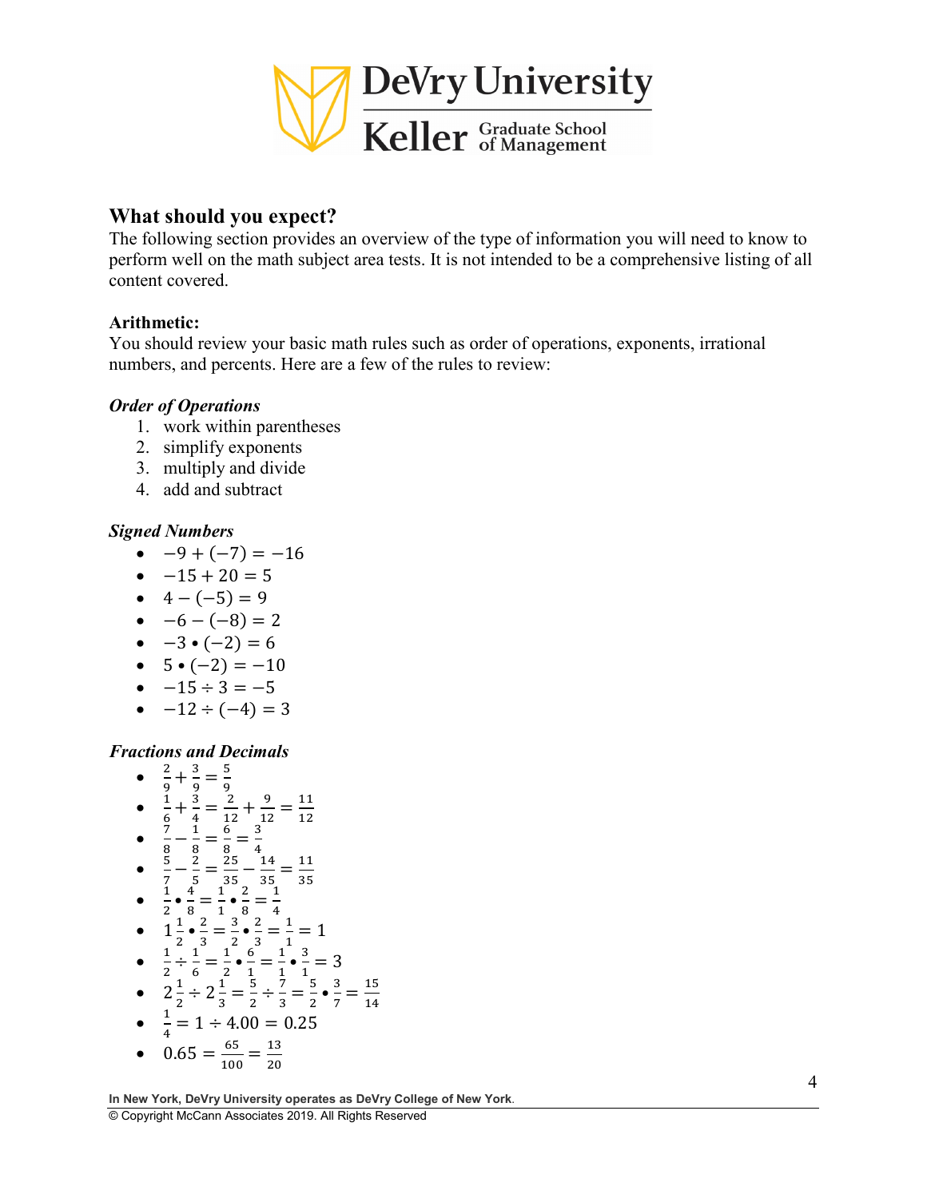## What should you expect?

The following section provides an overview of the type of information you will need to know to perform well on the math subject area tests. It is not intended to be a comprehensive listing of all content covered.

### Arithmetic:

You should review your basic math rules such as order of operations, exponents, irrational numbers, and percents. Here are a few of the rules to review:

#### *Order of Operations*

1. work within parentheses
2. simplify exponents
3. multiply and divide
4. add and subtract

#### *Signed Numbers*

- $-9 + (-7) = -16$
- $-15 + 20 = 5$
- $4 - (-5) = 9$
- $-6 - (-8) = 2$
- $-3 \bullet (-2) = 6$
- $5 \bullet (-2) = -10$
- $-15 \div 3 = -5$
- $-12 \div (-4) = 3$

#### *Fractions and Decimals*

- $\frac{2}{9} + \frac{3}{9} = \frac{5}{9}$
- $\frac{1}{6} + \frac{3}{4} = \frac{2}{12} + \frac{9}{12} = \frac{11}{12}$
- $\frac{7}{8} - \frac{1}{8} = \frac{6}{8} = \frac{3}{4}$
- $\frac{5}{7} - \frac{2}{5} = \frac{25}{35} - \frac{14}{35} = \frac{11}{35}$
- $\frac{1}{2} \bullet \frac{4}{8} = \frac{1}{1} \bullet \frac{2}{8} = \frac{1}{4}$
- $1\frac{1}{2} \bullet \frac{2}{3} = \frac{3}{2} \bullet \frac{2}{3} = \frac{1}{1} = 1$
- $\frac{1}{2} \div \frac{1}{6} = \frac{1}{2} \bullet \frac{6}{1} = \frac{1}{1} \bullet \frac{3}{1} = 3$
- $2\frac{1}{2} \div 2\frac{1}{3} = \frac{5}{2} \div \frac{7}{3} = \frac{5}{2} \bullet \frac{3}{7} = \frac{15}{14}$
- $\frac{1}{4} = 1 \div 4.00 = 0.25$
- $0.65 = \frac{65}{100} = \frac{13}{20}$

In New York, DeVry University operates as DeVry College of New York.

© Copyright McCann Associates 2019. All Rights Reserved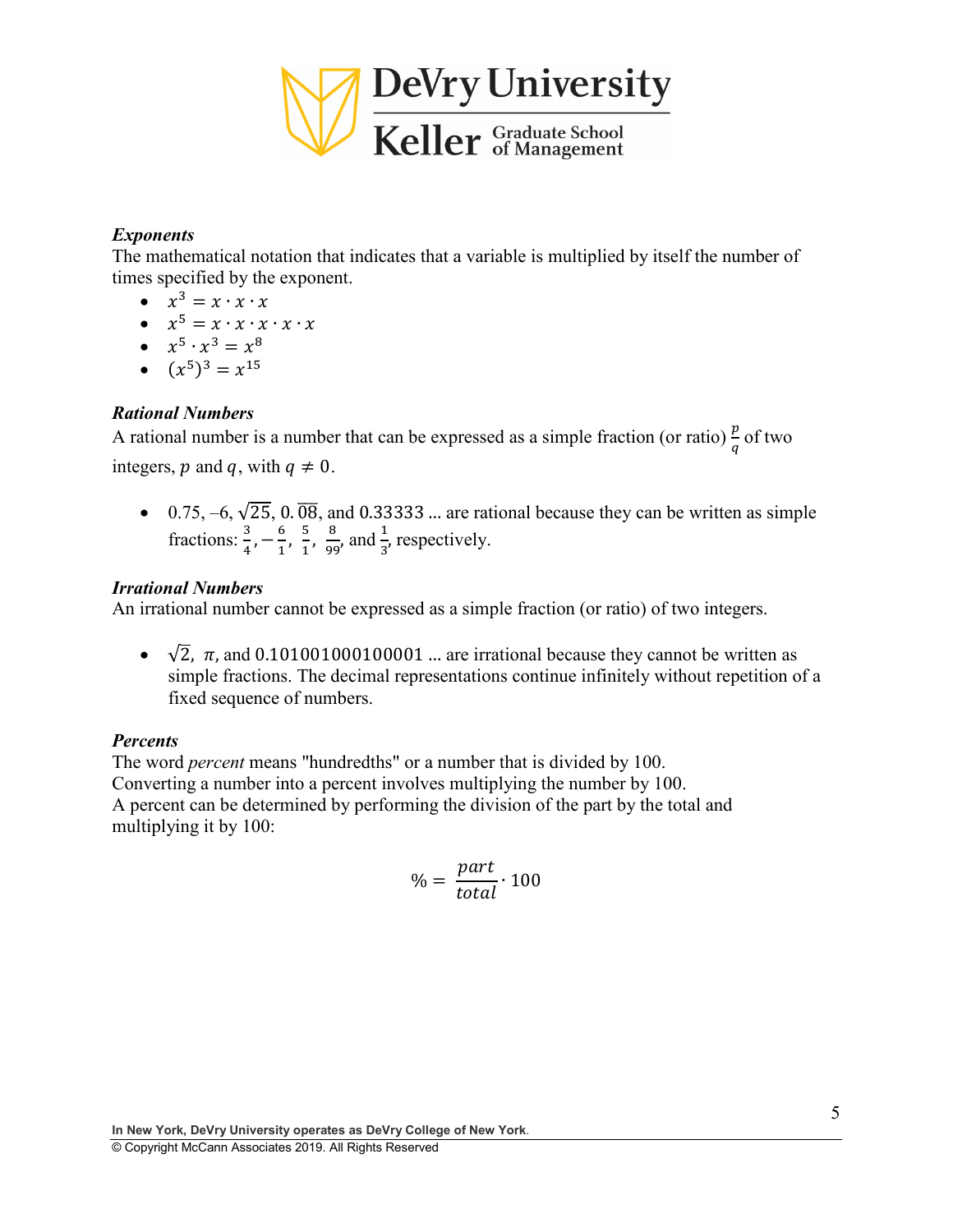***Exponents***
The mathematical notation that indicates that a variable is multiplied by itself the number of times specified by the exponent.

- $x^3 = x \cdot x \cdot x$
- $x^5 = x \cdot x \cdot x \cdot x \cdot x$
- $x^5 \cdot x^3 = x^8$
- $(x^5)^3 = x^{15}$

***Rational Numbers***
A rational number is a number that can be expressed as a simple fraction (or ratio) $\frac{p}{q}$ of two integers, $p$ and $q$, with $q \neq 0$.

- 0.75, –6, $\sqrt{25}$, $0.\overline{08}$, and 0.33333 ... are rational because they can be written as simple fractions: $\frac{3}{4}, -\frac{6}{1}, \frac{5}{1}, \frac{8}{99}$, and $\frac{1}{3}$, respectively.

***Irrational Numbers***
An irrational number cannot be expressed as a simple fraction (or ratio) of two integers.

- $\sqrt{2}$, $\pi$, and 0.101001000100001 ... are irrational because they cannot be written as simple fractions. The decimal representations continue infinitely without repetition of a fixed sequence of numbers.

***Percents***
The word *percent* means "hundredths" or a number that is divided by 100.
Converting a number into a percent involves multiplying the number by 100.
A percent can be determined by performing the division of the part by the total and multiplying it by 100:

$$\% = \frac{part}{total} \cdot 100$$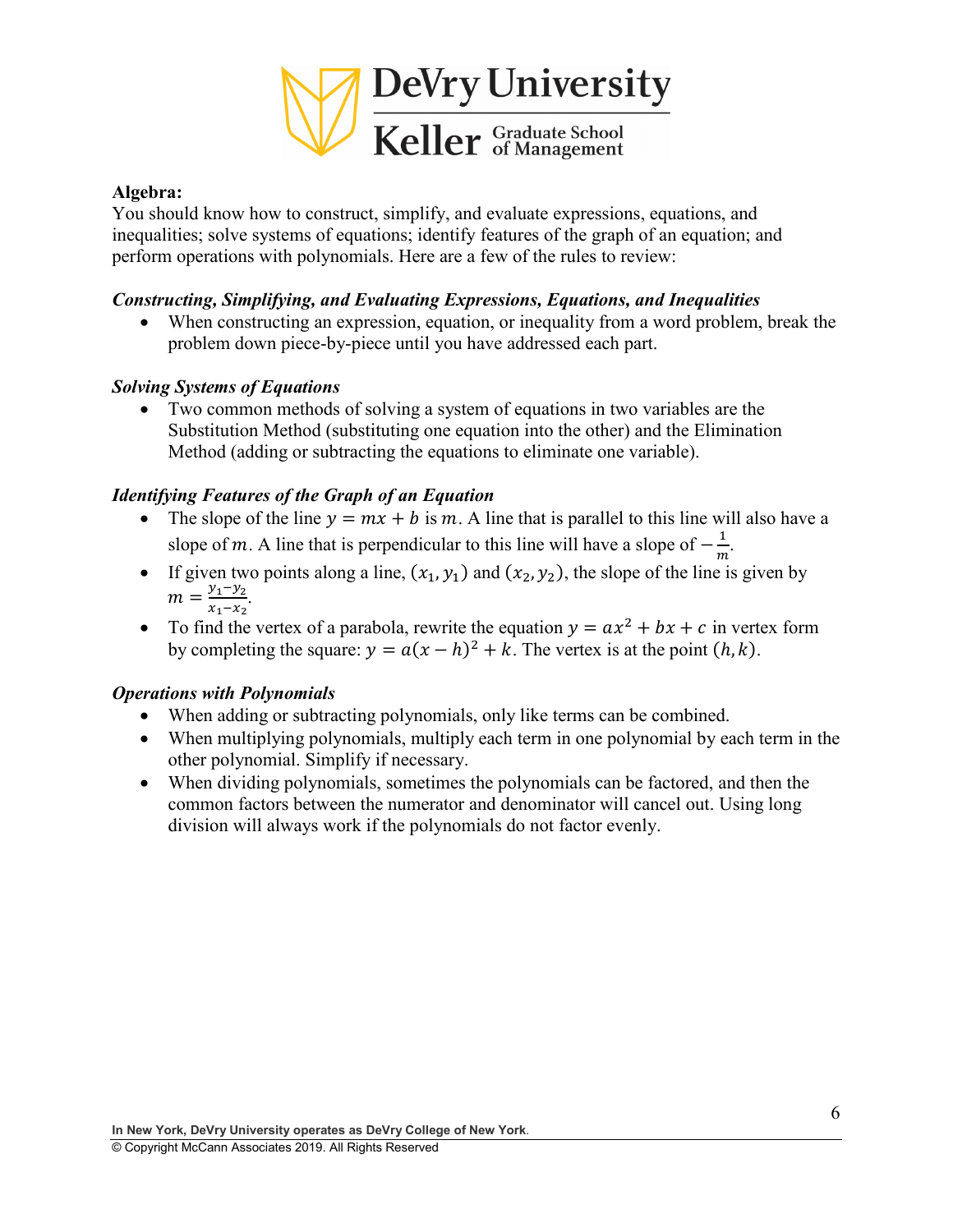**Algebra:**

You should know how to construct, simplify, and evaluate expressions, equations, and inequalities; solve systems of equations; identify features of the graph of an equation; and perform operations with polynomials. Here are a few of the rules to review:

***Constructing, Simplifying, and Evaluating Expressions, Equations, and Inequalities***

- When constructing an expression, equation, or inequality from a word problem, break the problem down piece-by-piece until you have addressed each part.

***Solving Systems of Equations***

- Two common methods of solving a system of equations in two variables are the Substitution Method (substituting one equation into the other) and the Elimination Method (adding or subtracting the equations to eliminate one variable).

***Identifying Features of the Graph of an Equation***

- The slope of the line $y = mx + b$ is $m$. A line that is parallel to this line will also have a slope of $m$. A line that is perpendicular to this line will have a slope of $-\frac{1}{m}$.
- If given two points along a line, $(x_1, y_1)$ and $(x_2, y_2)$, the slope of the line is given by $m = \frac{y_1 - y_2}{x_1 - x_2}$.
- To find the vertex of a parabola, rewrite the equation $y = ax^2 + bx + c$ in vertex form by completing the square: $y = a(x - h)^2 + k$. The vertex is at the point $(h, k)$.

***Operations with Polynomials***

- When adding or subtracting polynomials, only like terms can be combined.
- When multiplying polynomials, multiply each term in one polynomial by each term in the other polynomial. Simplify if necessary.
- When dividing polynomials, sometimes the polynomials can be factored, and then the common factors between the numerator and denominator will cancel out. Using long division will always work if the polynomials do not factor evenly.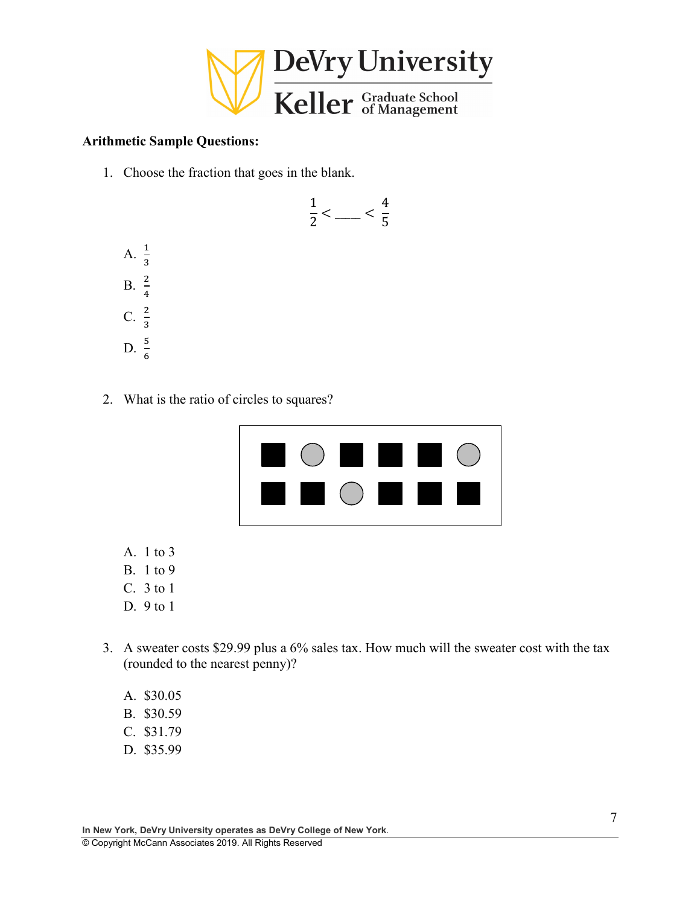**Arithmetic Sample Questions:**

1. Choose the fraction that goes in the blank.

$$\frac{1}{2} < \_\_\_\_ < \frac{4}{5}$$

   A. $\frac{1}{3}$
   B. $\frac{2}{4}$
   C. $\frac{2}{3}$
   D. $\frac{5}{6}$

2. What is the ratio of circles to squares?

   A. 1 to 3
   B. 1 to 9
   C. 3 to 1
   D. 9 to 1

3. A sweater costs $29.99 plus a 6% sales tax. How much will the sweater cost with the tax (rounded to the nearest penny)?

   A. $30.05
   B. $30.59
   C. $31.79
   D. $35.99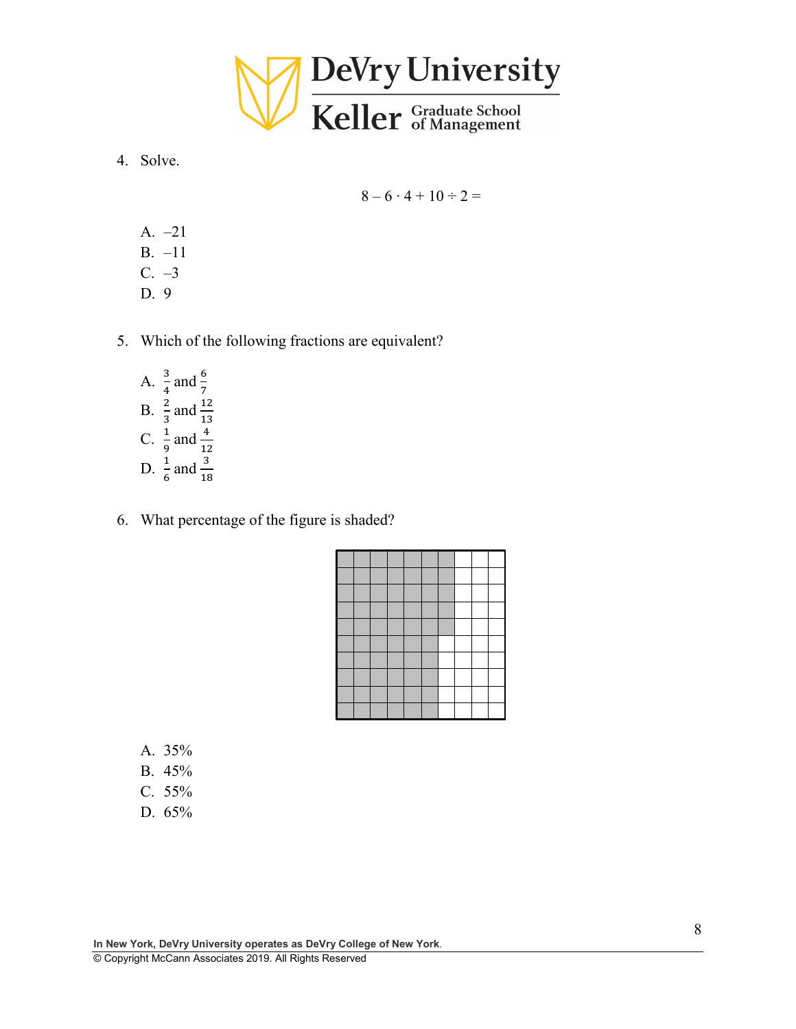4. Solve.

$$8 - 6 \cdot 4 + 10 \div 2 =$$

   A. –21
   B. –11
   C. –3
   D. 9

5. Which of the following fractions are equivalent?

   A. $\frac{3}{4}$ and $\frac{6}{7}$
   B. $\frac{2}{3}$ and $\frac{12}{13}$
   C. $\frac{1}{9}$ and $\frac{4}{12}$
   D. $\frac{1}{6}$ and $\frac{3}{18}$

6. What percentage of the figure is shaded?

   A. 35%
   B. 45%
   C. 55%
   D. 65%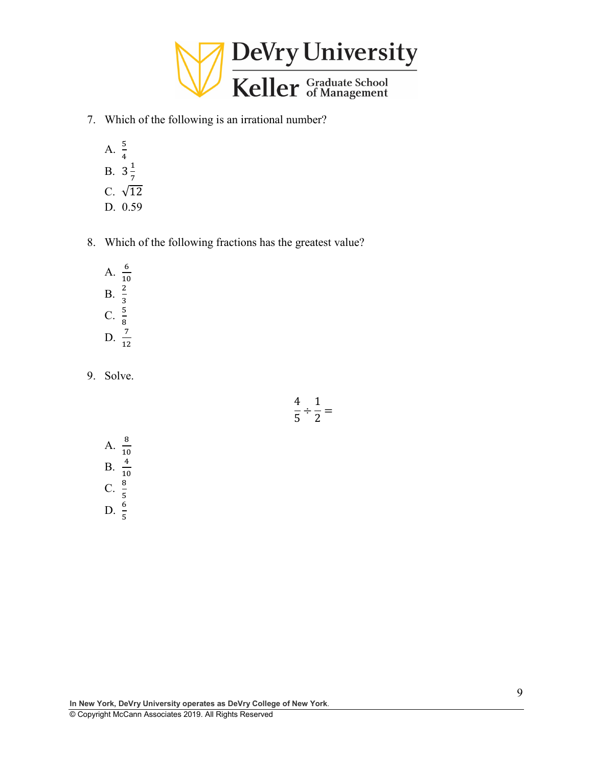7. Which of the following is an irrational number?

   A. $\frac{5}{4}$
   B. $3\frac{1}{7}$
   C. $\sqrt{12}$
   D. 0.59

8. Which of the following fractions has the greatest value?

   A. $\frac{6}{10}$
   B. $\frac{2}{3}$
   C. $\frac{5}{8}$
   D. $\frac{7}{12}$

9. Solve.

$$\frac{4}{5} \div \frac{1}{2} =$$

   A. $\frac{8}{10}$
   B. $\frac{4}{10}$
   C. $\frac{8}{5}$
   D. $\frac{6}{5}$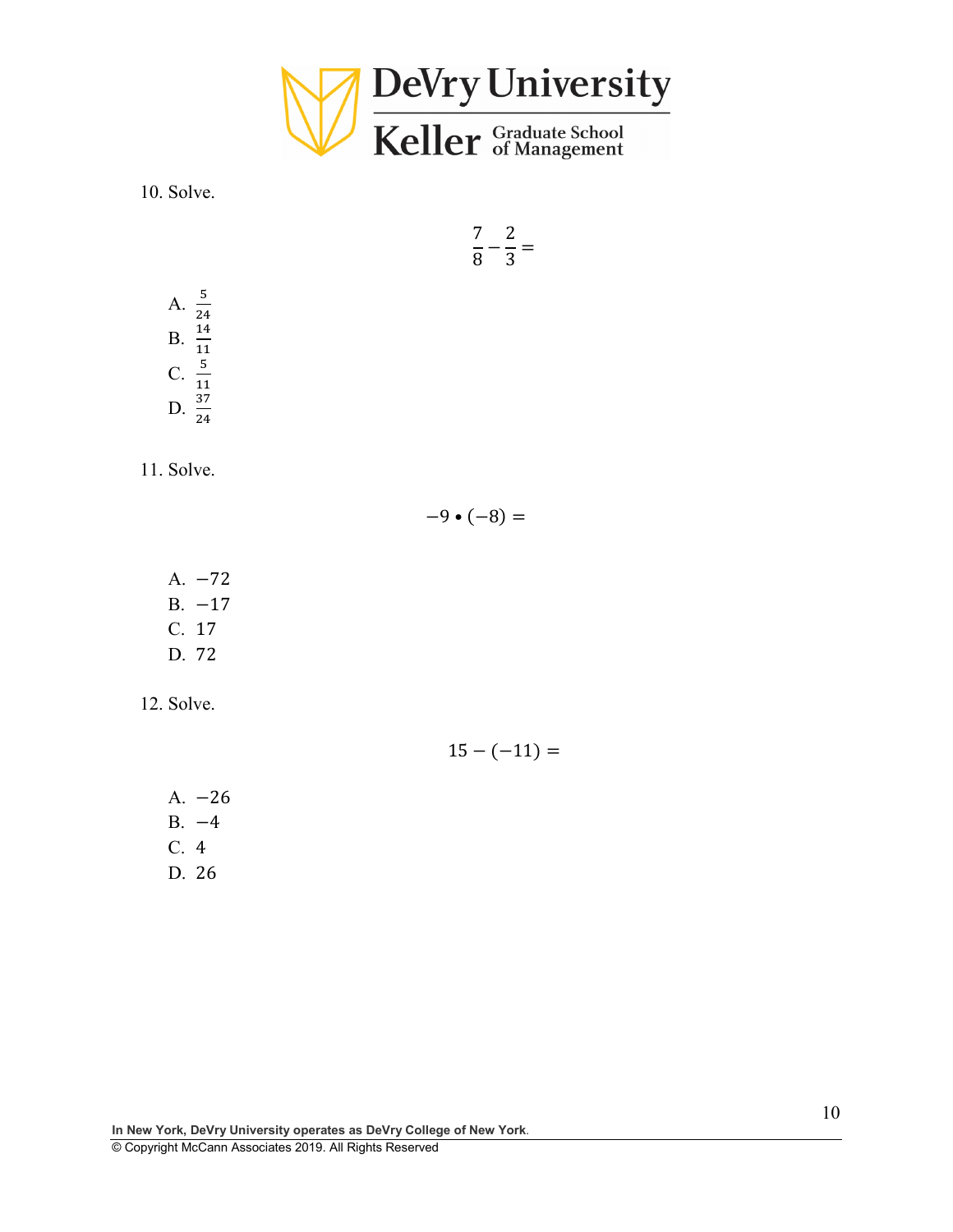10. Solve.

$$\frac{7}{8} - \frac{2}{3} =$$

A. $\frac{5}{24}$
B. $\frac{14}{11}$
C. $\frac{5}{11}$
D. $\frac{37}{24}$

11. Solve.

$$-9 \bullet (-8) =$$

A. $-72$
B. $-17$
C. $17$
D. $72$

12. Solve.

$$15 - (-11) =$$

A. $-26$
B. $-4$
C. $4$
D. $26$

**In New York, DeVry University operates as DeVry College of New York**.

© Copyright McCann Associates 2019. All Rights Reserved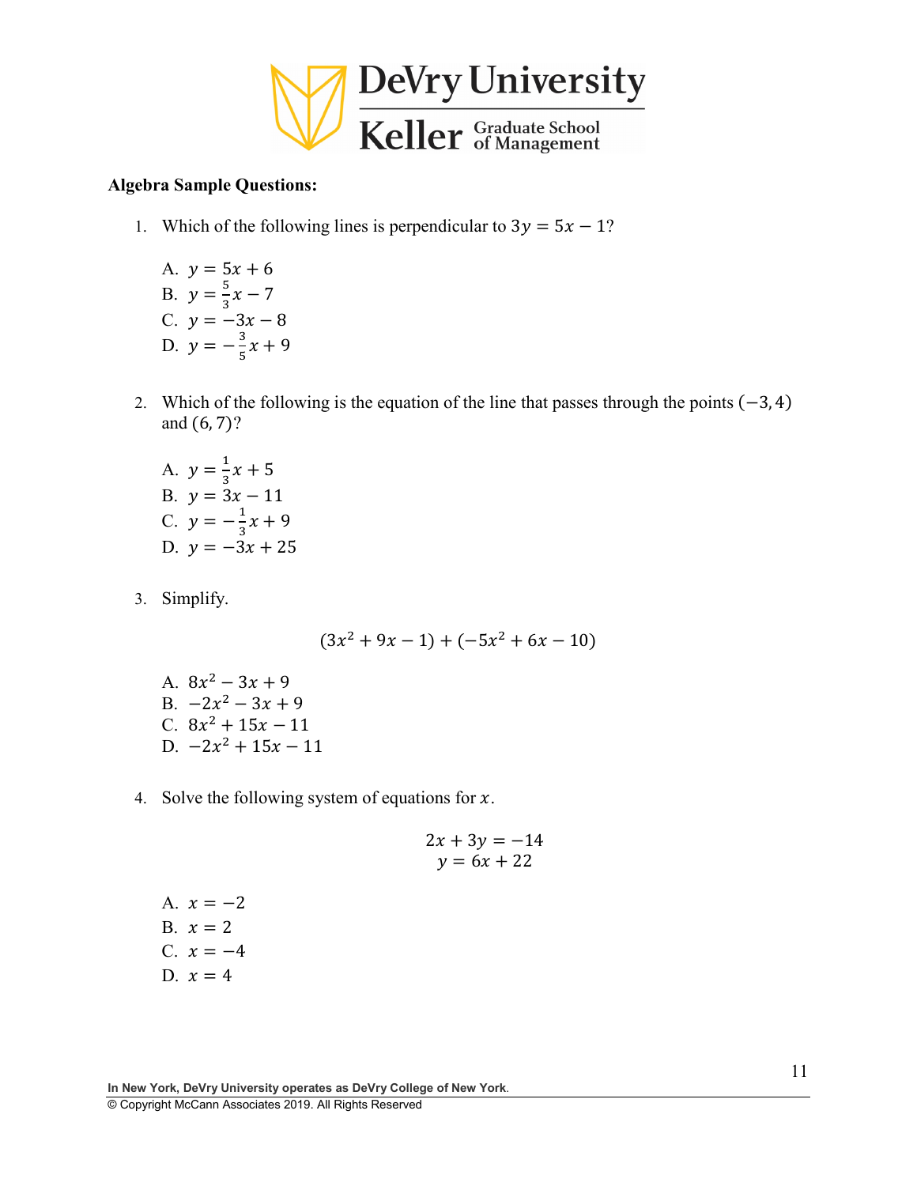**Algebra Sample Questions:**

1. Which of the following lines is perpendicular to $3y = 5x - 1$?

   A. $y = 5x + 6$
   B. $y = \frac{5}{3}x - 7$
   C. $y = -3x - 8$
   D. $y = -\frac{3}{5}x + 9$

2. Which of the following is the equation of the line that passes through the points $(-3, 4)$ and $(6, 7)$?

   A. $y = \frac{1}{3}x + 5$
   B. $y = 3x - 11$
   C. $y = -\frac{1}{3}x + 9$
   D. $y = -3x + 25$

3. Simplify.

$$(3x^2 + 9x - 1) + (-5x^2 + 6x - 10)$$

   A. $8x^2 - 3x + 9$
   B. $-2x^2 - 3x + 9$
   C. $8x^2 + 15x - 11$
   D. $-2x^2 + 15x - 11$

4. Solve the following system of equations for $x$.

$$2x + 3y = -14$$
$$y = 6x + 22$$

   A. $x = -2$
   B. $x = 2$
   C. $x = -4$
   D. $x = 4$

In New York, DeVry University operates as DeVry College of New York.
© Copyright McCann Associates 2019. All Rights Reserved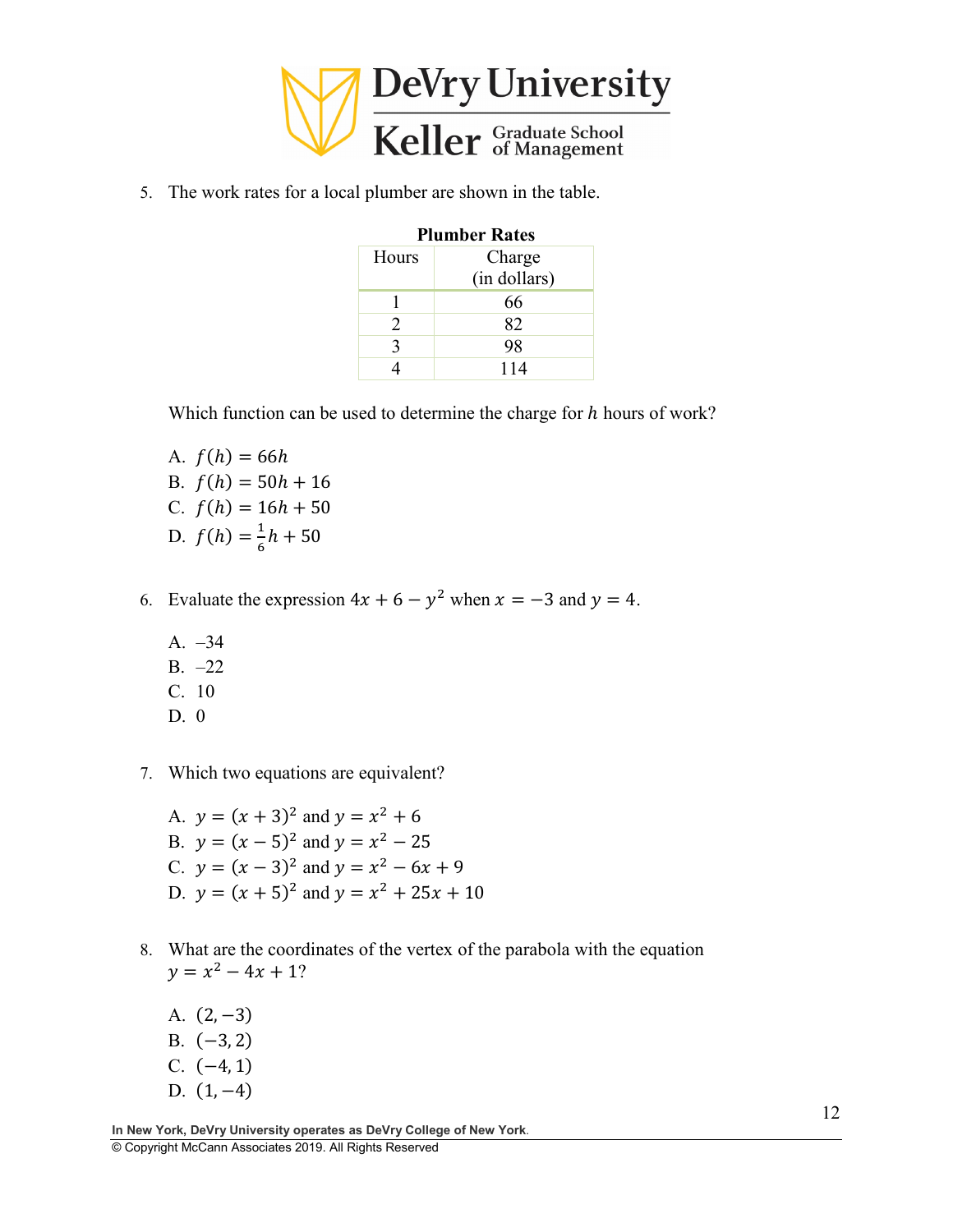5. The work rates for a local plumber are shown in the table.

**Plumber Rates**

| Hours | Charge (in dollars) |
|---|---|
| 1 | 66 |
| 2 | 82 |
| 3 | 98 |
| 4 | 114 |

Which function can be used to determine the charge for $h$ hours of work?

A. $f(h) = 66h$
B. $f(h) = 50h + 16$
C. $f(h) = 16h + 50$
D. $f(h) = \frac{1}{6}h + 50$

6. Evaluate the expression $4x + 6 - y^2$ when $x = -3$ and $y = 4$.

A. –34
B. –22
C. 10
D. 0

7. Which two equations are equivalent?

A. $y = (x + 3)^2$ and $y = x^2 + 6$
B. $y = (x - 5)^2$ and $y = x^2 - 25$
C. $y = (x - 3)^2$ and $y = x^2 - 6x + 9$
D. $y = (x + 5)^2$ and $y = x^2 + 25x + 10$

8. What are the coordinates of the vertex of the parabola with the equation $y = x^2 - 4x + 1$?

A. $(2, -3)$
B. $(-3, 2)$
C. $(-4, 1)$
D. $(1, -4)$

In New York, DeVry University operates as DeVry College of New York.
© Copyright McCann Associates 2019. All Rights Reserved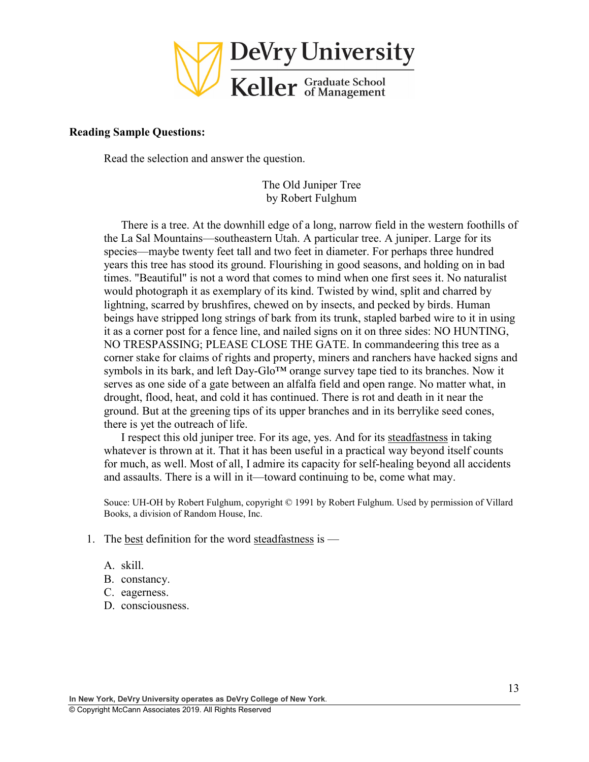**Reading Sample Questions:**

Read the selection and answer the question.

The Old Juniper Tree
by Robert Fulghum

There is a tree. At the downhill edge of a long, narrow field in the western foothills of the La Sal Mountains—southeastern Utah. A particular tree. A juniper. Large for its species—maybe twenty feet tall and two feet in diameter. For perhaps three hundred years this tree has stood its ground. Flourishing in good seasons, and holding on in bad times. "Beautiful" is not a word that comes to mind when one first sees it. No naturalist would photograph it as exemplary of its kind. Twisted by wind, split and charred by lightning, scarred by brushfires, chewed on by insects, and pecked by birds. Human beings have stripped long strings of bark from its trunk, stapled barbed wire to it in using it as a corner post for a fence line, and nailed signs on it on three sides: NO HUNTING, NO TRESPASSING; PLEASE CLOSE THE GATE. In commandeering this tree as a corner stake for claims of rights and property, miners and ranchers have hacked signs and symbols in its bark, and left Day-Glo™ orange survey tape tied to its branches. Now it serves as one side of a gate between an alfalfa field and open range. No matter what, in drought, flood, heat, and cold it has continued. There is rot and death in it near the ground. But at the greening tips of its upper branches and in its berrylike seed cones, there is yet the outreach of life.

I respect this old juniper tree. For its age, yes. And for its <u>steadfastness</u> in taking whatever is thrown at it. That it has been useful in a practical way beyond itself counts for much, as well. Most of all, I admire its capacity for self-healing beyond all accidents and assaults. There is a will in it—toward continuing to be, come what may.

Souce: UH-OH by Robert Fulghum, copyright © 1991 by Robert Fulghum. Used by permission of Villard Books, a division of Random House, Inc.

1. The <u>best</u> definition for the word <u>steadfastness</u> is —

   A. skill.
   B. constancy.
   C. eagerness.
   D. consciousness.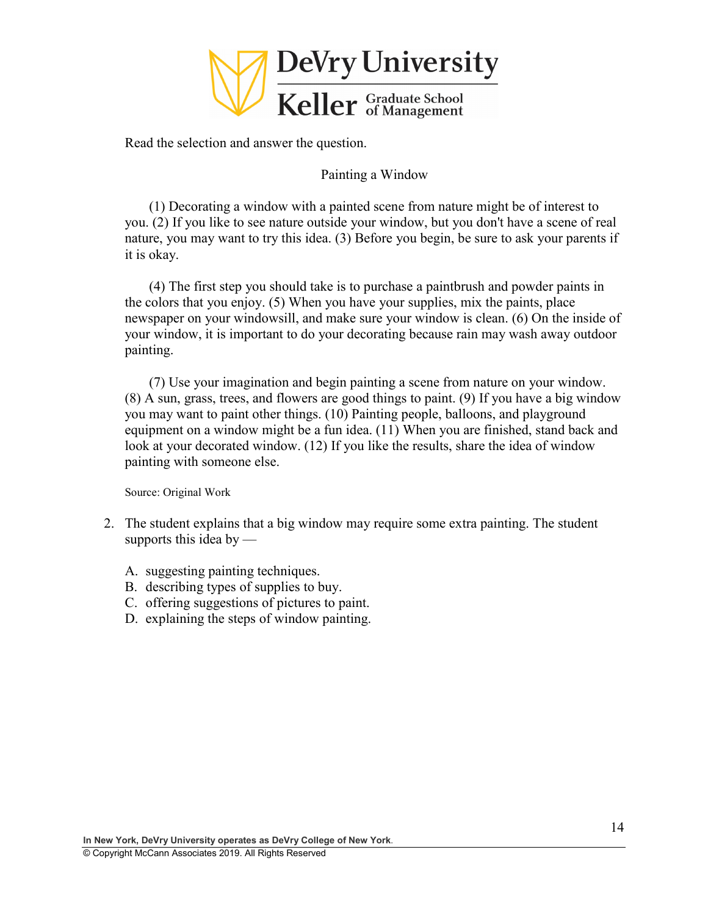Read the selection and answer the question.

Painting a Window

(1) Decorating a window with a painted scene from nature might be of interest to you. (2) If you like to see nature outside your window, but you don't have a scene of real nature, you may want to try this idea. (3) Before you begin, be sure to ask your parents if it is okay.

(4) The first step you should take is to purchase a paintbrush and powder paints in the colors that you enjoy. (5) When you have your supplies, mix the paints, place newspaper on your windowsill, and make sure your window is clean. (6) On the inside of your window, it is important to do your decorating because rain may wash away outdoor painting.

(7) Use your imagination and begin painting a scene from nature on your window. (8) A sun, grass, trees, and flowers are good things to paint. (9) If you have a big window you may want to paint other things. (10) Painting people, balloons, and playground equipment on a window might be a fun idea. (11) When you are finished, stand back and look at your decorated window. (12) If you like the results, share the idea of window painting with someone else.

Source: Original Work

2. The student explains that a big window may require some extra painting. The student supports this idea by —

   A. suggesting painting techniques.
   B. describing types of supplies to buy.
   C. offering suggestions of pictures to paint.
   D. explaining the steps of window painting.

In New York, DeVry University operates as DeVry College of New York.
© Copyright McCann Associates 2019. All Rights Reserved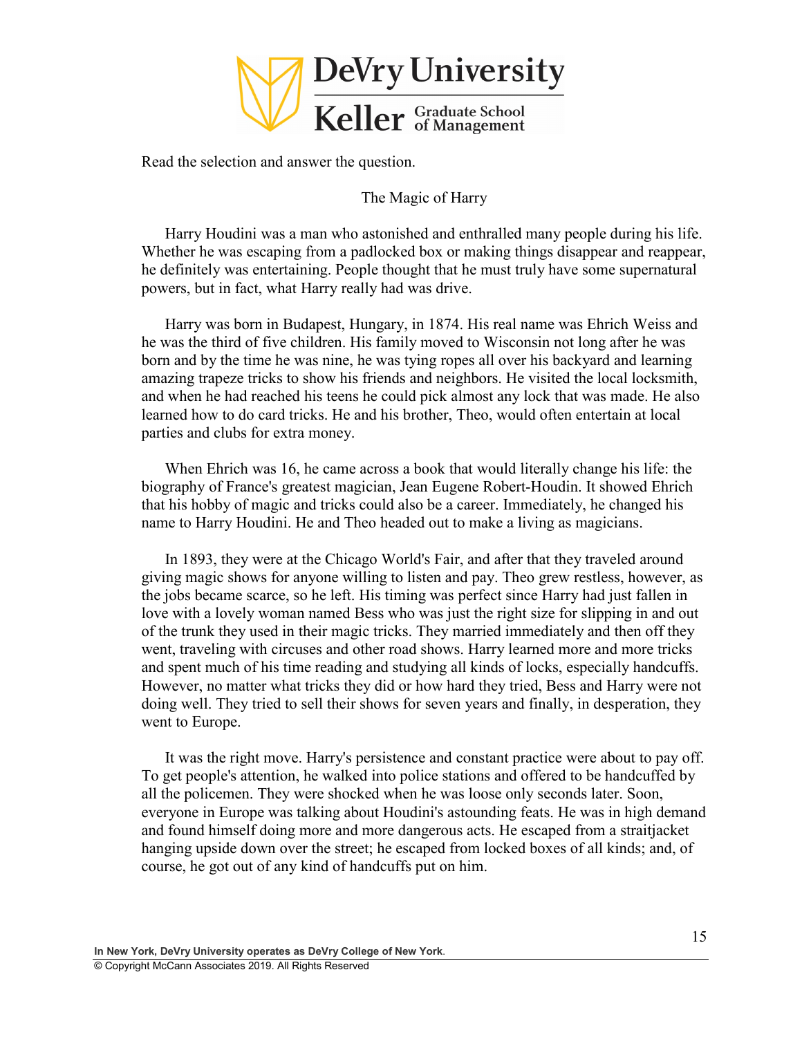Read the selection and answer the question.

The Magic of Harry

Harry Houdini was a man who astonished and enthralled many people during his life. Whether he was escaping from a padlocked box or making things disappear and reappear, he definitely was entertaining. People thought that he must truly have some supernatural powers, but in fact, what Harry really had was drive.

Harry was born in Budapest, Hungary, in 1874. His real name was Ehrich Weiss and he was the third of five children. His family moved to Wisconsin not long after he was born and by the time he was nine, he was tying ropes all over his backyard and learning amazing trapeze tricks to show his friends and neighbors. He visited the local locksmith, and when he had reached his teens he could pick almost any lock that was made. He also learned how to do card tricks. He and his brother, Theo, would often entertain at local parties and clubs for extra money.

When Ehrich was 16, he came across a book that would literally change his life: the biography of France's greatest magician, Jean Eugene Robert-Houdin. It showed Ehrich that his hobby of magic and tricks could also be a career. Immediately, he changed his name to Harry Houdini. He and Theo headed out to make a living as magicians.

In 1893, they were at the Chicago World's Fair, and after that they traveled around giving magic shows for anyone willing to listen and pay. Theo grew restless, however, as the jobs became scarce, so he left. His timing was perfect since Harry had just fallen in love with a lovely woman named Bess who was just the right size for slipping in and out of the trunk they used in their magic tricks. They married immediately and then off they went, traveling with circuses and other road shows. Harry learned more and more tricks and spent much of his time reading and studying all kinds of locks, especially handcuffs. However, no matter what tricks they did or how hard they tried, Bess and Harry were not doing well. They tried to sell their shows for seven years and finally, in desperation, they went to Europe.

It was the right move. Harry's persistence and constant practice were about to pay off. To get people's attention, he walked into police stations and offered to be handcuffed by all the policemen. They were shocked when he was loose only seconds later. Soon, everyone in Europe was talking about Houdini's astounding feats. He was in high demand and found himself doing more and more dangerous acts. He escaped from a straitjacket hanging upside down over the street; he escaped from locked boxes of all kinds; and, of course, he got out of any kind of handcuffs put on him.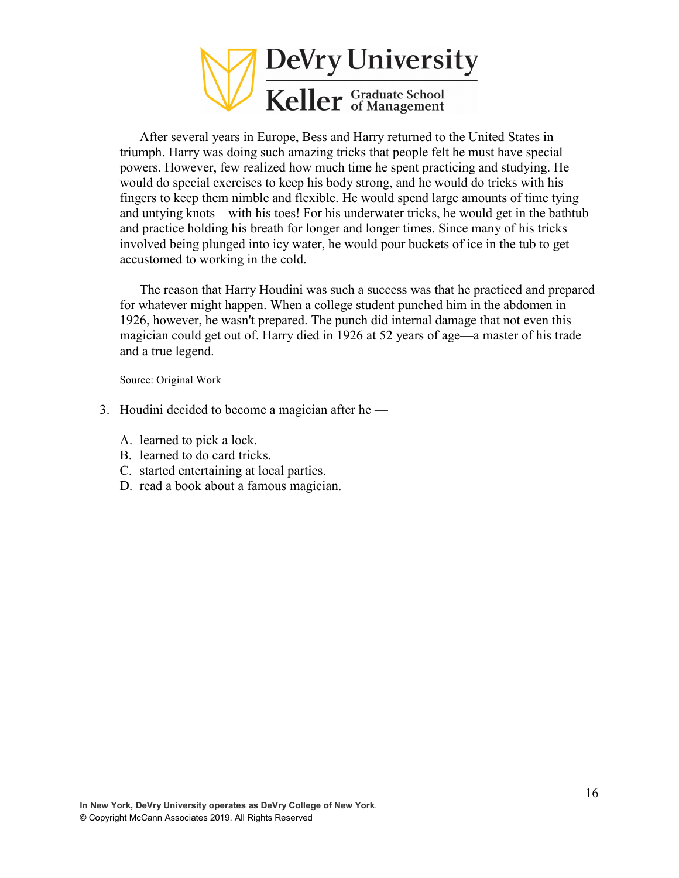After several years in Europe, Bess and Harry returned to the United States in triumph. Harry was doing such amazing tricks that people felt he must have special powers. However, few realized how much time he spent practicing and studying. He would do special exercises to keep his body strong, and he would do tricks with his fingers to keep them nimble and flexible. He would spend large amounts of time tying and untying knots—with his toes! For his underwater tricks, he would get in the bathtub and practice holding his breath for longer and longer times. Since many of his tricks involved being plunged into icy water, he would pour buckets of ice in the tub to get accustomed to working in the cold.

The reason that Harry Houdini was such a success was that he practiced and prepared for whatever might happen. When a college student punched him in the abdomen in 1926, however, he wasn't prepared. The punch did internal damage that not even this magician could get out of. Harry died in 1926 at 52 years of age—a master of his trade and a true legend.

Source: Original Work

3. Houdini decided to become a magician after he —

   A. learned to pick a lock.
   B. learned to do card tricks.
   C. started entertaining at local parties.
   D. read a book about a famous magician.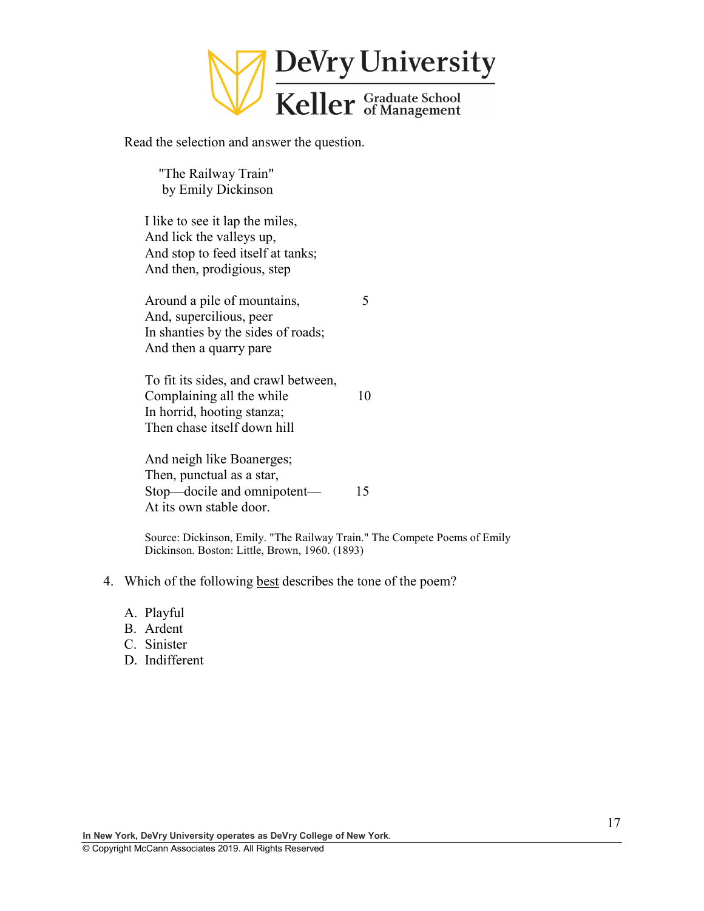Read the selection and answer the question.

"The Railway Train"
by Emily Dickinson

I like to see it lap the miles,
And lick the valleys up,
And stop to feed itself at tanks;
And then, prodigious, step

Around a pile of mountains, 5
And, supercilious, peer
In shanties by the sides of roads;
And then a quarry pare

To fit its sides, and crawl between,
Complaining all the while 10
In horrid, hooting stanza;
Then chase itself down hill

And neigh like Boanerges;
Then, punctual as a star,
Stop—docile and omnipotent— 15
At its own stable door.

Source: Dickinson, Emily. "The Railway Train." The Compete Poems of Emily Dickinson. Boston: Little, Brown, 1960. (1893)

4. Which of the following <u>best</u> describes the tone of the poem?

   A. Playful
   B. Ardent
   C. Sinister
   D. Indifferent

**In New York, DeVry University operates as DeVry College of New York.**
© Copyright McCann Associates 2019. All Rights Reserved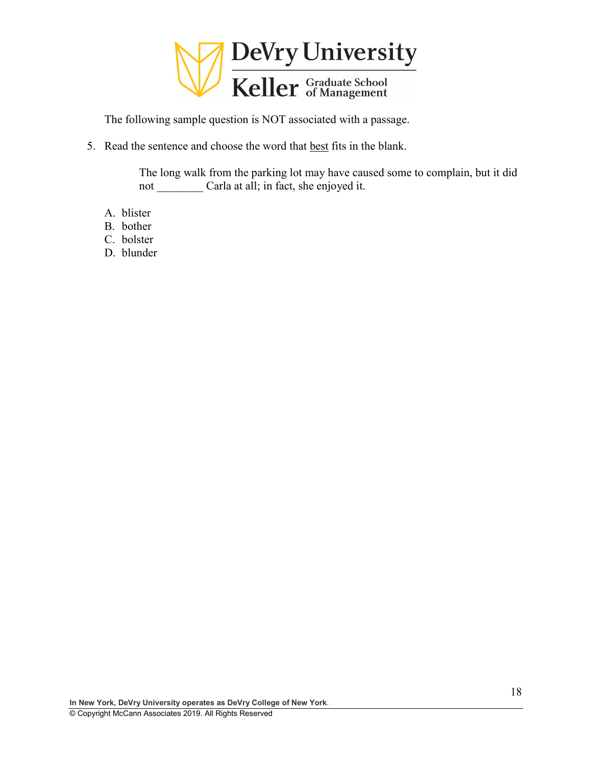The following sample question is NOT associated with a passage.

5. Read the sentence and choose the word that <u>best</u> fits in the blank.

   The long walk from the parking lot may have caused some to complain, but it did not ________ Carla at all; in fact, she enjoyed it.

   A. blister
   B. bother
   C. bolster
   D. blunder

In New York, DeVry University operates as DeVry College of New York.

© Copyright McCann Associates 2019. All Rights Reserved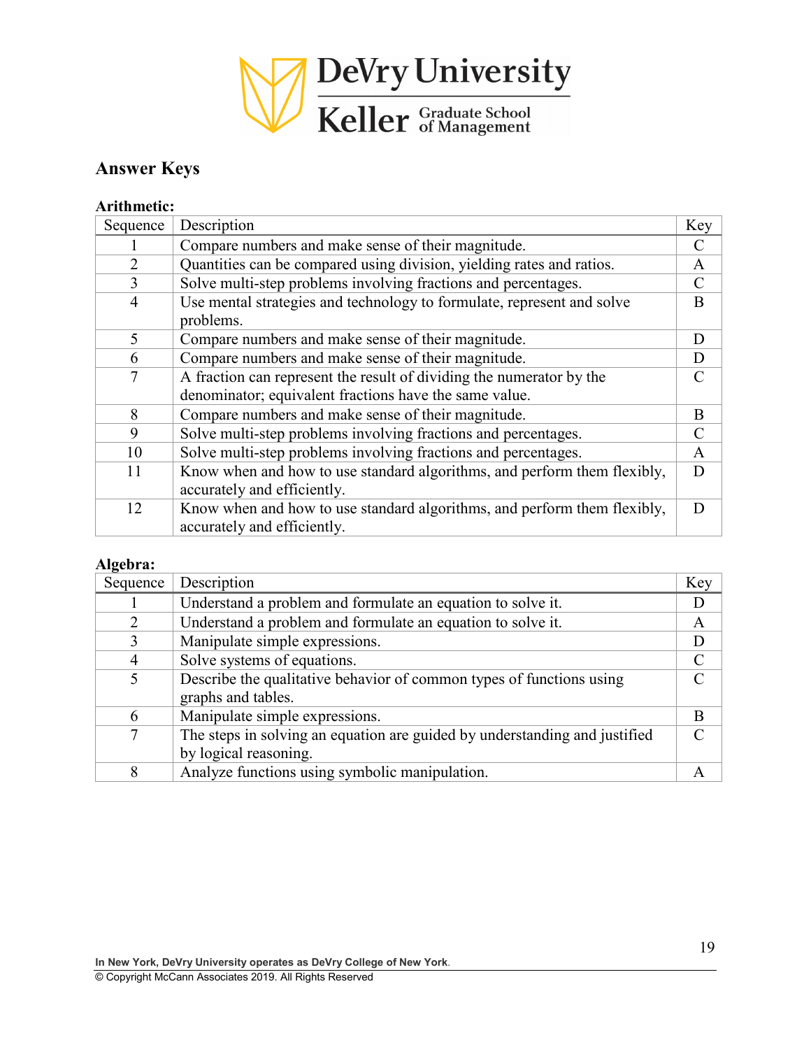## Answer Keys

### Arithmetic:

| Sequence | Description | Key |
|---|---|---|
| 1 | Compare numbers and make sense of their magnitude. | C |
| 2 | Quantities can be compared using division, yielding rates and ratios. | A |
| 3 | Solve multi-step problems involving fractions and percentages. | C |
| 4 | Use mental strategies and technology to formulate, represent and solve problems. | B |
| 5 | Compare numbers and make sense of their magnitude. | D |
| 6 | Compare numbers and make sense of their magnitude. | D |
| 7 | A fraction can represent the result of dividing the numerator by the denominator; equivalent fractions have the same value. | C |
| 8 | Compare numbers and make sense of their magnitude. | B |
| 9 | Solve multi-step problems involving fractions and percentages. | C |
| 10 | Solve multi-step problems involving fractions and percentages. | A |
| 11 | Know when and how to use standard algorithms, and perform them flexibly, accurately and efficiently. | D |
| 12 | Know when and how to use standard algorithms, and perform them flexibly, accurately and efficiently. | D |

### Algebra:

| Sequence | Description | Key |
|---|---|---|
| 1 | Understand a problem and formulate an equation to solve it. | D |
| 2 | Understand a problem and formulate an equation to solve it. | A |
| 3 | Manipulate simple expressions. | D |
| 4 | Solve systems of equations. | C |
| 5 | Describe the qualitative behavior of common types of functions using graphs and tables. | C |
| 6 | Manipulate simple expressions. | B |
| 7 | The steps in solving an equation are guided by understanding and justified by logical reasoning. | C |
| 8 | Analyze functions using symbolic manipulation. | A |

In New York, DeVry University operates as DeVry College of New York.
© Copyright McCann Associates 2019. All Rights Reserved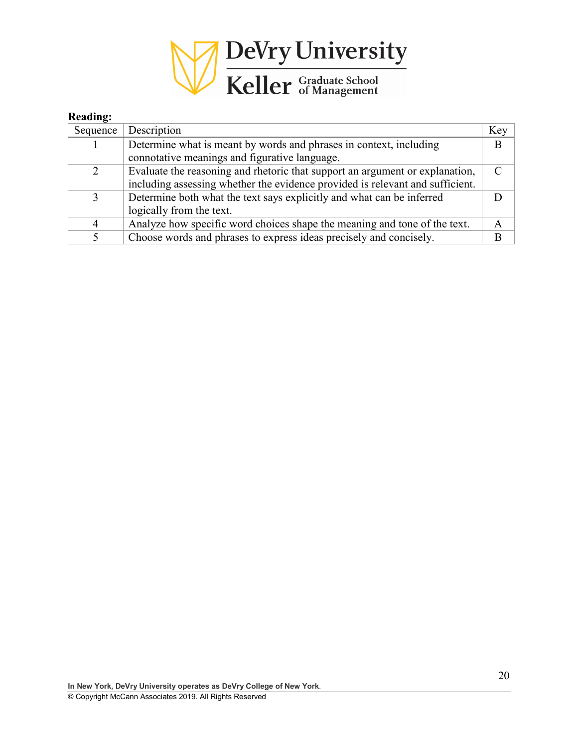**Reading:**

| Sequence | Description | Key |
|---|---|---|
| 1 | Determine what is meant by words and phrases in context, including connotative meanings and figurative language. | B |
| 2 | Evaluate the reasoning and rhetoric that support an argument or explanation, including assessing whether the evidence provided is relevant and sufficient. | C |
| 3 | Determine both what the text says explicitly and what can be inferred logically from the text. | D |
| 4 | Analyze how specific word choices shape the meaning and tone of the text. | A |
| 5 | Choose words and phrases to express ideas precisely and concisely. | B |